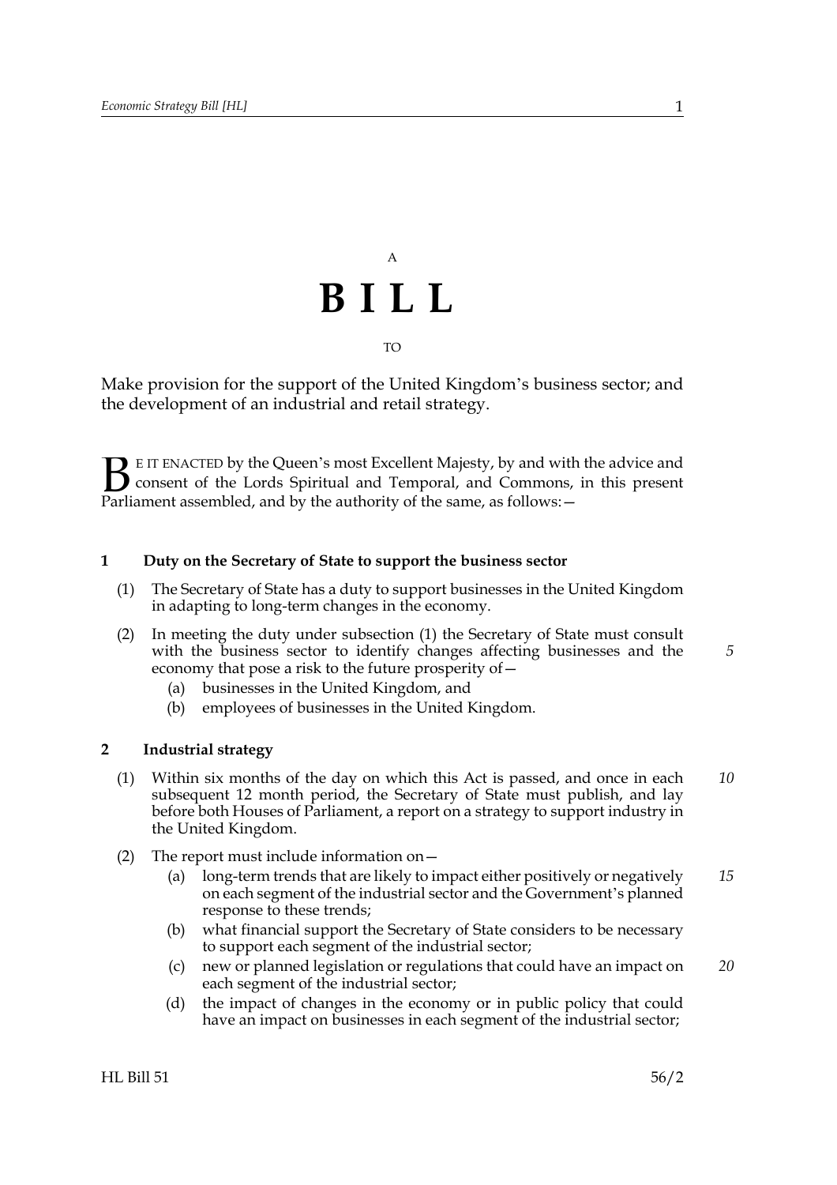A

# BILL

TO

Make provision for the support of the United Kingdom's business sector; and the development of an industrial and retail strategy.

BE IT ENACTED by the Queen's most Excellent Majesty, by and with the advice and consent of the Lords Spiritual and Temporal, and Commons, in this present Parliament assembled, and by the authority of the same, as follows:—

### 1 Duty on the Secretary of State to support the business sector

(1) The Secretary of State has a duty to support businesses in the United Kingdom in adapting to long-term changes in the economy.

(2) In meeting the duty under subsection (1) the Secretary of State must consult with the business sector to identify changes affecting businesses and the economy that pose a risk to the future prosperity of—

- (a) businesses in the United Kingdom, and
- (b) employees of businesses in the United Kingdom.

### 2 Industrial strategy

(1) Within six months of the day on which this Act is passed, and once in each subsequent 12 month period, the Secretary of State must publish, and lay before both Houses of Parliament, a report on a strategy to support industry in the United Kingdom.

(2) The report must include information on—

- (a) long-term trends that are likely to impact either positively or negatively on each segment of the industrial sector and the Government's planned response to these trends;
- (b) what financial support the Secretary of State considers to be necessary to support each segment of the industrial sector;
- (c) new or planned legislation or regulations that could have an impact on each segment of the industrial sector;
- (d) the impact of changes in the economy or in public policy that could have an impact on businesses in each segment of the industrial sector;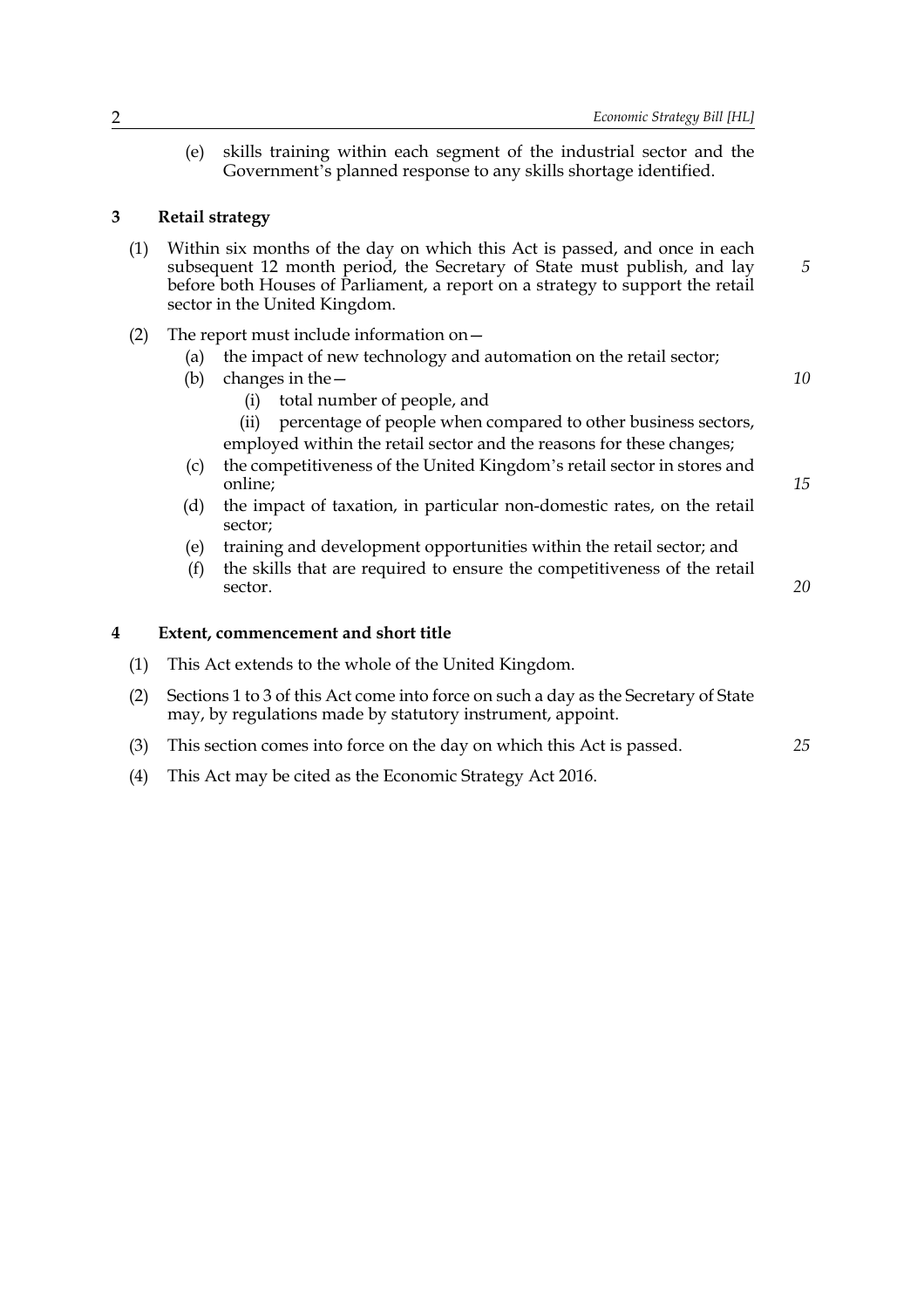(e) skills training within each segment of the industrial sector and the Government's planned response to any skills shortage identified.

## 3 Retail strategy

(1) Within six months of the day on which this Act is passed, and once in each subsequent 12 month period, the Secretary of State must publish, and lay before both Houses of Parliament, a report on a strategy to support the retail sector in the United Kingdom.

(2) The report must include information on—

- (a) the impact of new technology and automation on the retail sector;
- (b) changes in the—
  - (i) total number of people, and
  - (ii) percentage of people when compared to other business sectors,

  employed within the retail sector and the reasons for these changes;
- (c) the competitiveness of the United Kingdom's retail sector in stores and online;
- (d) the impact of taxation, in particular non-domestic rates, on the retail sector;
- (e) training and development opportunities within the retail sector; and
- (f) the skills that are required to ensure the competitiveness of the retail sector.

## 4 Extent, commencement and short title

(1) This Act extends to the whole of the United Kingdom.

(2) Sections 1 to 3 of this Act come into force on such a day as the Secretary of State may, by regulations made by statutory instrument, appoint.

(3) This section comes into force on the day on which this Act is passed.

(4) This Act may be cited as the Economic Strategy Act 2016.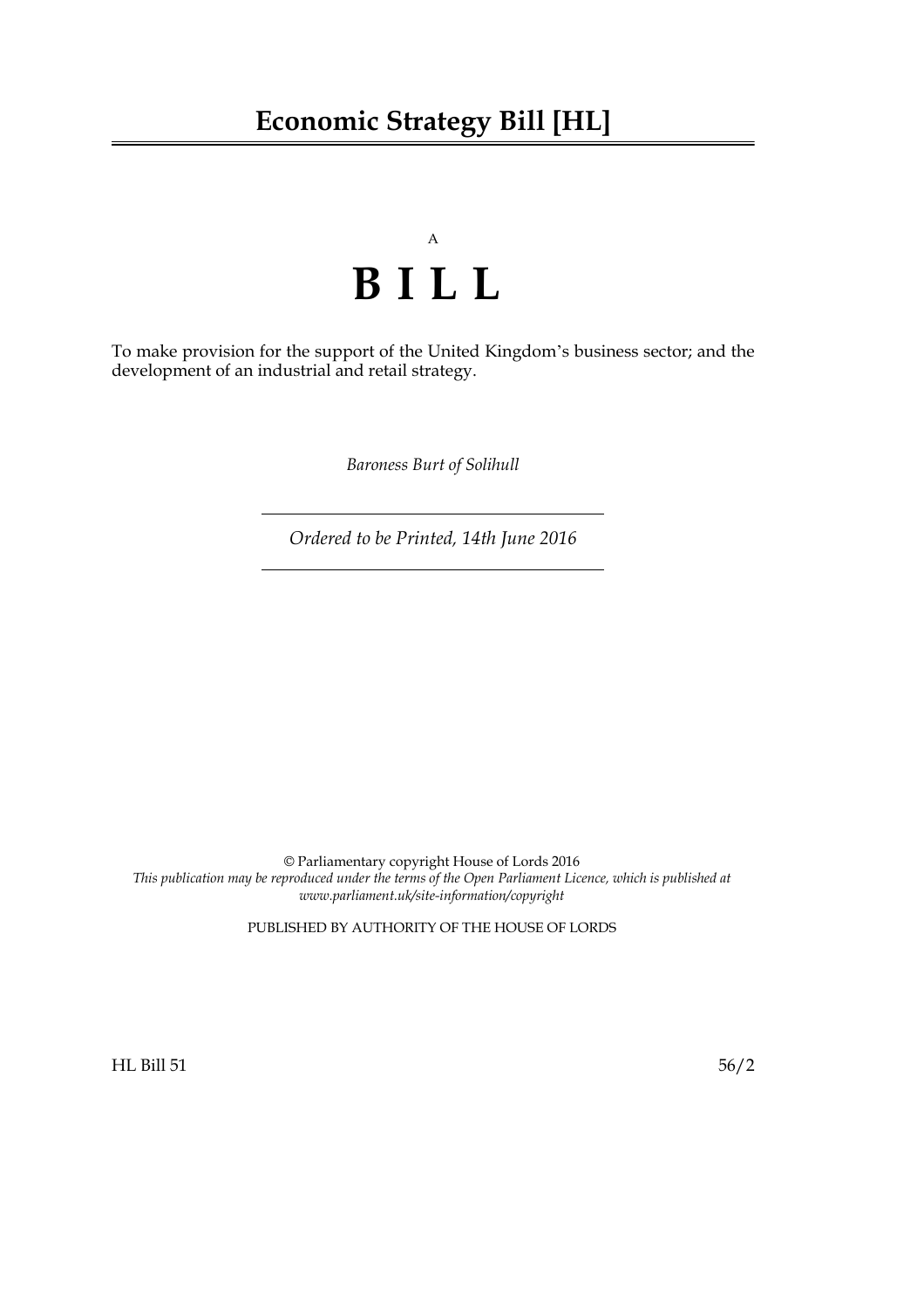# Economic Strategy Bill [HL]

A

# B I L L

To make provision for the support of the United Kingdom's business sector; and the development of an industrial and retail strategy.

*Baroness Burt of Solihull*

---

*Ordered to be Printed, 14th June 2016*

---

© Parliamentary copyright House of Lords 2016
*This publication may be reproduced under the terms of the Open Parliament Licence, which is published at www.parliament.uk/site-information/copyright*

PUBLISHED BY AUTHORITY OF THE HOUSE OF LORDS

HL Bill 51 56/2